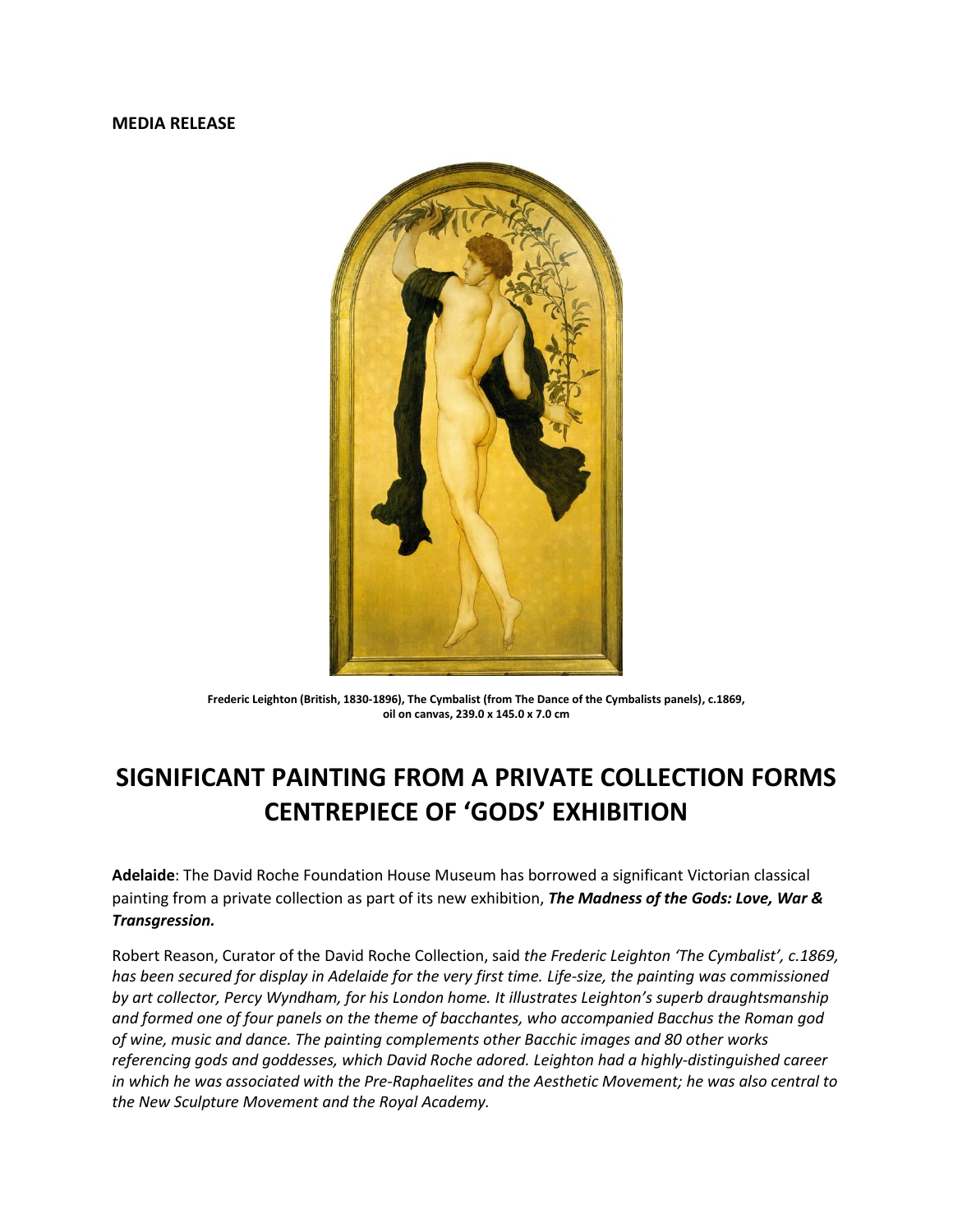**MEDIA RELEASE**

**Frederic Leighton (British, 1830-1896), The Cymbalist (from The Dance of the Cymbalists panels), c.1869, oil on canvas, 239.0 x 145.0 x 7.0 cm**

# SIGNIFICANT PAINTING FROM A PRIVATE COLLECTION FORMS CENTREPIECE OF 'GODS' EXHIBITION

**Adelaide**: The David Roche Foundation House Museum has borrowed a significant Victorian classical painting from a private collection as part of its new exhibition, ***The Madness of the Gods: Love, War & Transgression.***

Robert Reason, Curator of the David Roche Collection, said *the Frederic Leighton 'The Cymbalist', c.1869, has been secured for display in Adelaide for the very first time. Life-size, the painting was commissioned by art collector, Percy Wyndham, for his London home. It illustrates Leighton's superb draughtsmanship and formed one of four panels on the theme of bacchantes, who accompanied Bacchus the Roman god of wine, music and dance. The painting complements other Bacchic images and 80 other works referencing gods and goddesses, which David Roche adored. Leighton had a highly-distinguished career in which he was associated with the Pre-Raphaelites and the Aesthetic Movement; he was also central to the New Sculpture Movement and the Royal Academy.*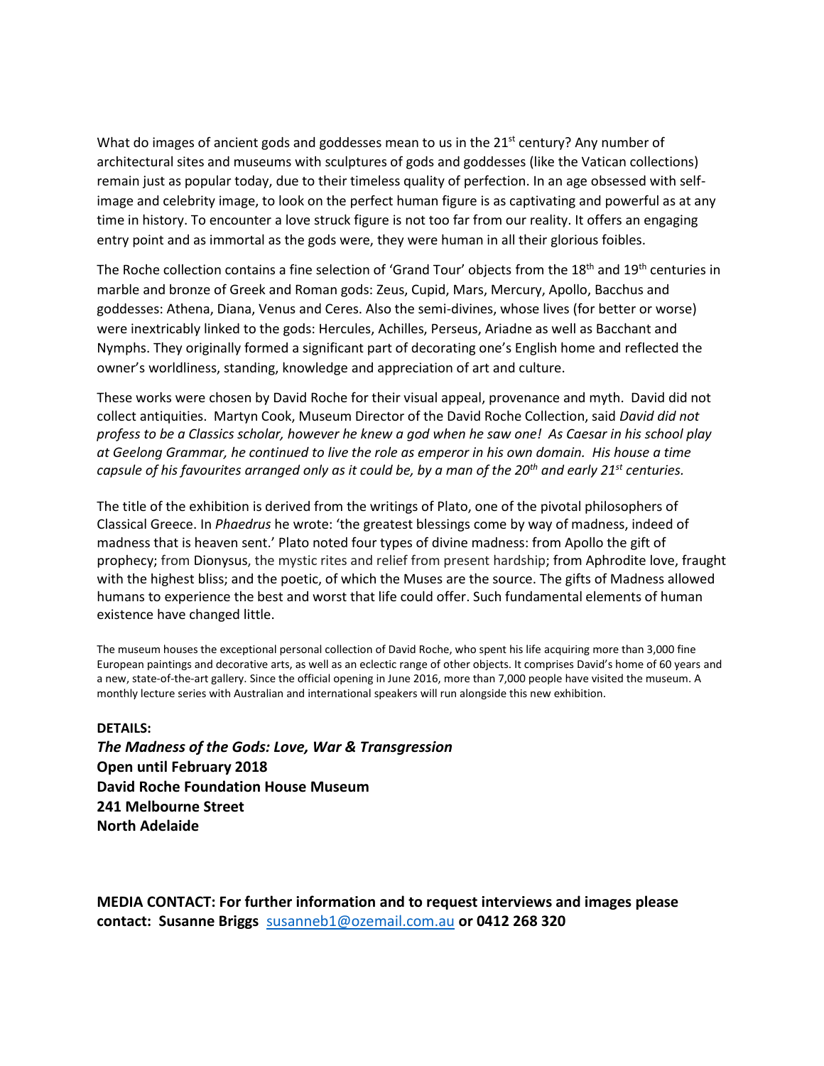What do images of ancient gods and goddesses mean to us in the 21st century? Any number of architectural sites and museums with sculptures of gods and goddesses (like the Vatican collections) remain just as popular today, due to their timeless quality of perfection. In an age obsessed with self-image and celebrity image, to look on the perfect human figure is as captivating and powerful as at any time in history. To encounter a love struck figure is not too far from our reality. It offers an engaging entry point and as immortal as the gods were, they were human in all their glorious foibles.

The Roche collection contains a fine selection of 'Grand Tour' objects from the 18th and 19th centuries in marble and bronze of Greek and Roman gods: Zeus, Cupid, Mars, Mercury, Apollo, Bacchus and goddesses: Athena, Diana, Venus and Ceres. Also the semi-divines, whose lives (for better or worse) were inextricably linked to the gods: Hercules, Achilles, Perseus, Ariadne as well as Bacchant and Nymphs. They originally formed a significant part of decorating one's English home and reflected the owner's worldliness, standing, knowledge and appreciation of art and culture.

These works were chosen by David Roche for their visual appeal, provenance and myth. David did not collect antiquities. Martyn Cook, Museum Director of the David Roche Collection, said *David did not profess to be a Classics scholar, however he knew a god when he saw one! As Caesar in his school play at Geelong Grammar, he continued to live the role as emperor in his own domain. His house a time capsule of his favourites arranged only as it could be, by a man of the 20th and early 21st centuries.*

The title of the exhibition is derived from the writings of Plato, one of the pivotal philosophers of Classical Greece. In *Phaedrus* he wrote: 'the greatest blessings come by way of madness, indeed of madness that is heaven sent.' Plato noted four types of divine madness: from Apollo the gift of prophecy; from Dionysus, the mystic rites and relief from present hardship; from Aphrodite love, fraught with the highest bliss; and the poetic, of which the Muses are the source. The gifts of Madness allowed humans to experience the best and worst that life could offer. Such fundamental elements of human existence have changed little.

The museum houses the exceptional personal collection of David Roche, who spent his life acquiring more than 3,000 fine European paintings and decorative arts, as well as an eclectic range of other objects. It comprises David's home of 60 years and a new, state-of-the-art gallery. Since the official opening in June 2016, more than 7,000 people have visited the museum. A monthly lecture series with Australian and international speakers will run alongside this new exhibition.

**DETAILS:**
***The Madness of the Gods: Love, War & Transgression***
**Open until February 2018**
**David Roche Foundation House Museum**
**241 Melbourne Street**
**North Adelaide**

**MEDIA CONTACT: For further information and to request interviews and images please contact: Susanne Briggs** susanneb1@ozemail.com.au **or 0412 268 320**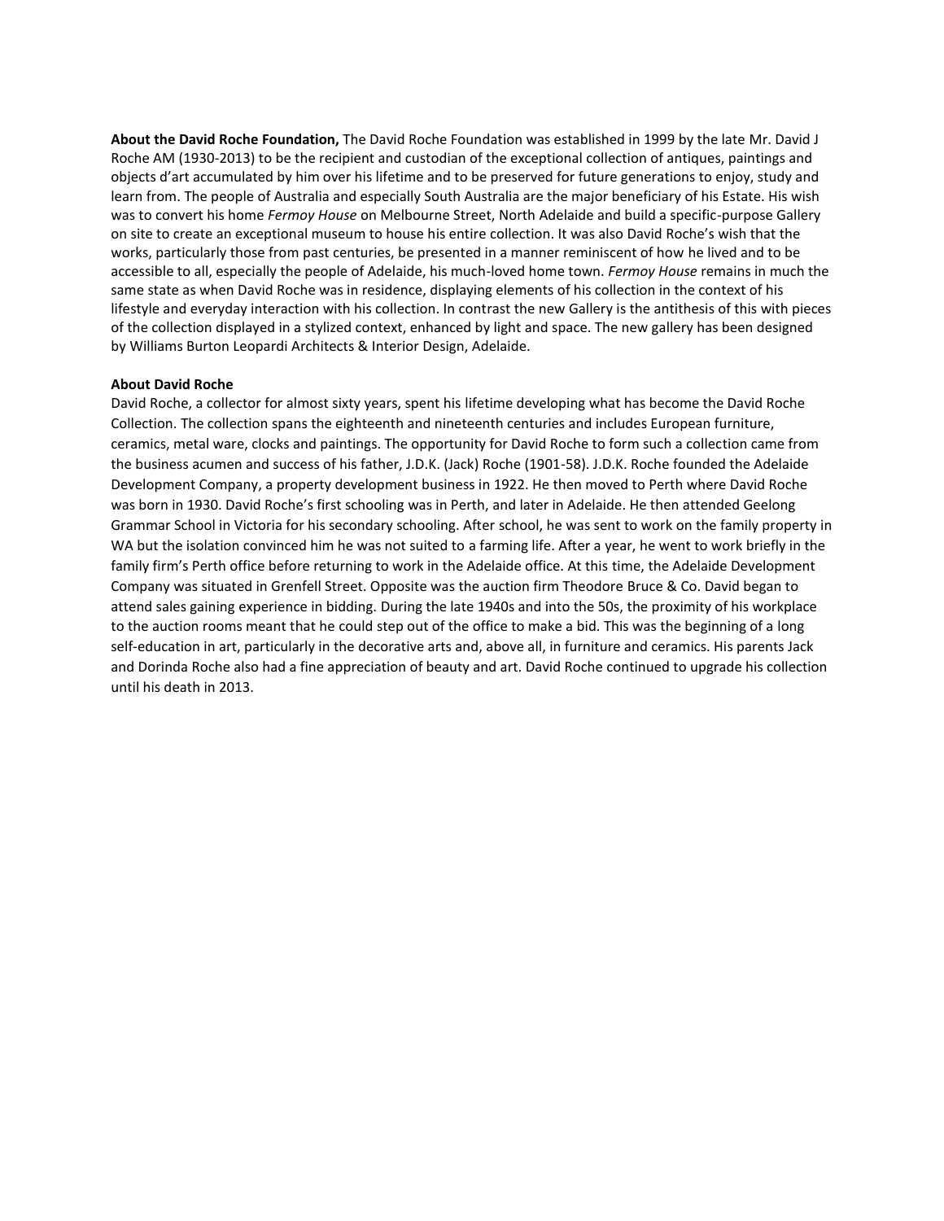**About the David Roche Foundation,** The David Roche Foundation was established in 1999 by the late Mr. David J Roche AM (1930-2013) to be the recipient and custodian of the exceptional collection of antiques, paintings and objects d'art accumulated by him over his lifetime and to be preserved for future generations to enjoy, study and learn from. The people of Australia and especially South Australia are the major beneficiary of his Estate. His wish was to convert his home *Fermoy House* on Melbourne Street, North Adelaide and build a specific-purpose Gallery on site to create an exceptional museum to house his entire collection. It was also David Roche's wish that the works, particularly those from past centuries, be presented in a manner reminiscent of how he lived and to be accessible to all, especially the people of Adelaide, his much-loved home town. *Fermoy House* remains in much the same state as when David Roche was in residence, displaying elements of his collection in the context of his lifestyle and everyday interaction with his collection. In contrast the new Gallery is the antithesis of this with pieces of the collection displayed in a stylized context, enhanced by light and space. The new gallery has been designed by Williams Burton Leopardi Architects & Interior Design, Adelaide.

**About David Roche**

David Roche, a collector for almost sixty years, spent his lifetime developing what has become the David Roche Collection. The collection spans the eighteenth and nineteenth centuries and includes European furniture, ceramics, metal ware, clocks and paintings. The opportunity for David Roche to form such a collection came from the business acumen and success of his father, J.D.K. (Jack) Roche (1901-58). J.D.K. Roche founded the Adelaide Development Company, a property development business in 1922. He then moved to Perth where David Roche was born in 1930. David Roche's first schooling was in Perth, and later in Adelaide. He then attended Geelong Grammar School in Victoria for his secondary schooling. After school, he was sent to work on the family property in WA but the isolation convinced him he was not suited to a farming life. After a year, he went to work briefly in the family firm's Perth office before returning to work in the Adelaide office. At this time, the Adelaide Development Company was situated in Grenfell Street. Opposite was the auction firm Theodore Bruce & Co. David began to attend sales gaining experience in bidding. During the late 1940s and into the 50s, the proximity of his workplace to the auction rooms meant that he could step out of the office to make a bid. This was the beginning of a long self-education in art, particularly in the decorative arts and, above all, in furniture and ceramics. His parents Jack and Dorinda Roche also had a fine appreciation of beauty and art. David Roche continued to upgrade his collection until his death in 2013.